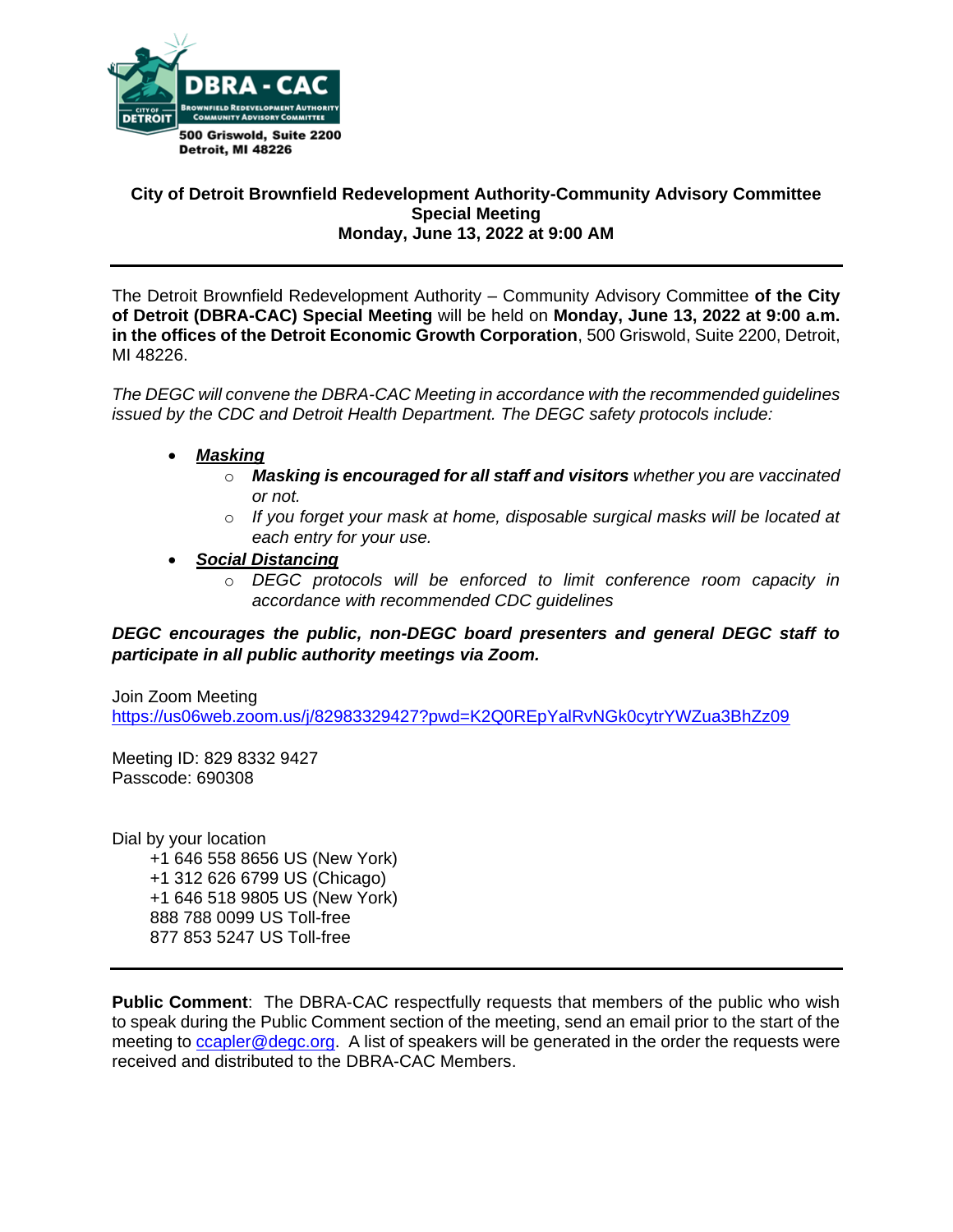DBRA - CAC
Brownfield Redevelopment Authority Community Advisory Committee
City of Detroit

500 Griswold, Suite 2200
Detroit, MI 48226

**City of Detroit Brownfield Redevelopment Authority-Community Advisory Committee**
**Special Meeting**
**Monday, June 13, 2022 at 9:00 AM**

---

The Detroit Brownfield Redevelopment Authority – Community Advisory Committee **of the City of Detroit (DBRA-CAC) Special Meeting** will be held on **Monday, June 13, 2022 at 9:00 a.m. in the offices of the Detroit Economic Growth Corporation**, 500 Griswold, Suite 2200, Detroit, MI 48226.

*The DEGC will convene the DBRA-CAC Meeting in accordance with the recommended guidelines issued by the CDC and Detroit Health Department. The DEGC safety protocols include:*

- ***Masking***
  - ***Masking is encouraged for all staff and visitors*** *whether you are vaccinated or not.*
  - *If you forget your mask at home, disposable surgical masks will be located at each entry for your use.*
- ***Social Distancing***
  - *DEGC protocols will be enforced to limit conference room capacity in accordance with recommended CDC guidelines*

***DEGC encourages the public, non-DEGC board presenters and general DEGC staff to participate in all public authority meetings via Zoom.***

Join Zoom Meeting
https://us06web.zoom.us/j/82983329427?pwd=K2Q0REpYalRvNGk0cytrYWZua3BhZz09

Meeting ID: 829 8332 9427
Passcode: 690308

Dial by your location
+1 646 558 8656 US (New York)
+1 312 626 6799 US (Chicago)
+1 646 518 9805 US (New York)
888 788 0099 US Toll-free
877 853 5247 US Toll-free

---

**Public Comment**: The DBRA-CAC respectfully requests that members of the public who wish to speak during the Public Comment section of the meeting, send an email prior to the start of the meeting to ccapler@degc.org. A list of speakers will be generated in the order the requests were received and distributed to the DBRA-CAC Members.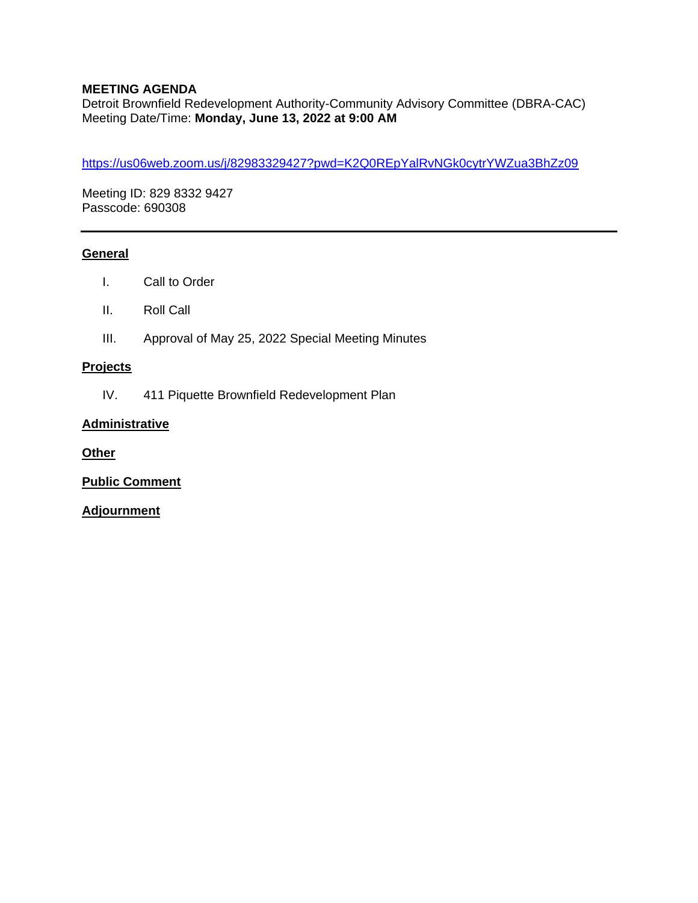**MEETING AGENDA**
Detroit Brownfield Redevelopment Authority-Community Advisory Committee (DBRA-CAC)
Meeting Date/Time: **Monday, June 13, 2022 at 9:00 AM**

https://us06web.zoom.us/j/82983329427?pwd=K2Q0REpYalRvNGk0cytrYWZua3BhZz09

Meeting ID: 829 8332 9427
Passcode: 690308

---

**General**

I. Call to Order

II. Roll Call

III. Approval of May 25, 2022 Special Meeting Minutes

**Projects**

IV. 411 Piquette Brownfield Redevelopment Plan

**Administrative**

**Other**

**Public Comment**

**Adjournment**